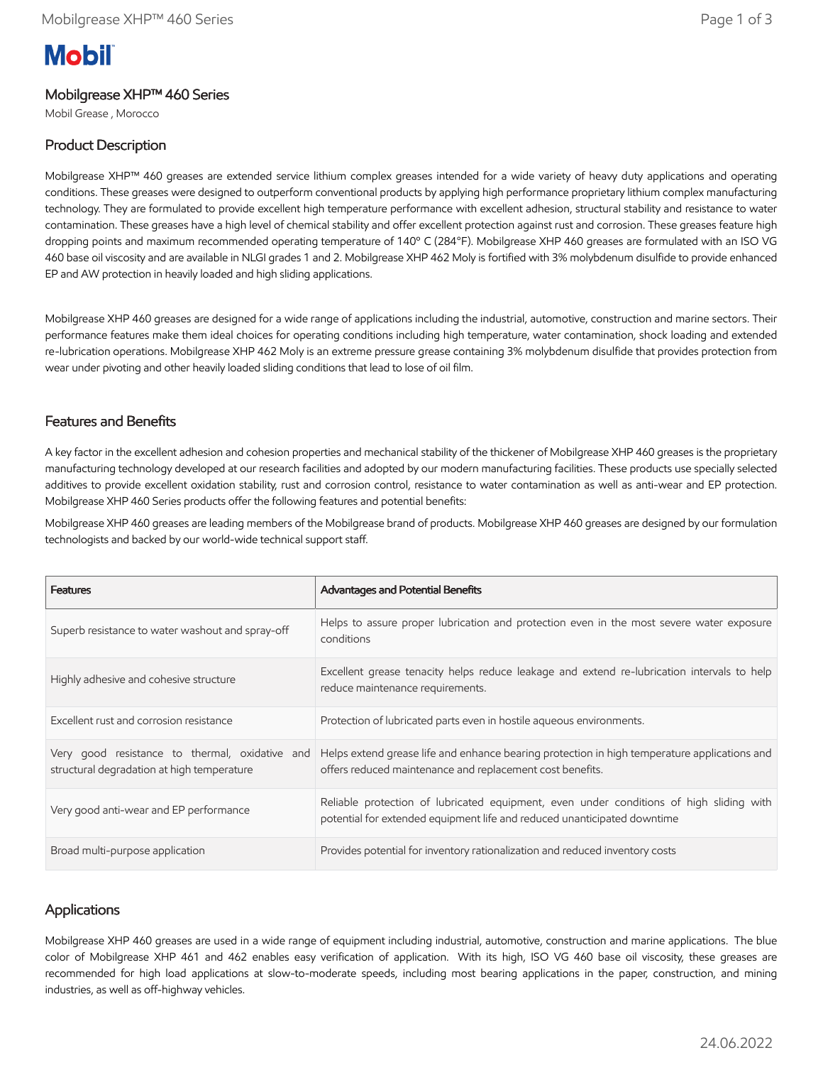# Mobilgrease XHP™ 460 Series

Mobil Grease , Morocco

## Product Description

Mobilgrease XHP™ 460 greases are extended service lithium complex greases intended for a wide variety of heavy duty applications and operating conditions. These greases were designed to outperform conventional products by applying high performance proprietary lithium complex manufacturing technology. They are formulated to provide excellent high temperature performance with excellent adhesion, structural stability and resistance to water contamination. These greases have a high level of chemical stability and offer excellent protection against rust and corrosion. These greases feature high dropping points and maximum recommended operating temperature of 140º C (284ºF). Mobilgrease XHP 460 greases are formulated with an ISO VG 460 base oil viscosity and are available in NLGI grades 1 and 2. Mobilgrease XHP 462 Moly is fortified with 3% molybdenum disulfide to provide enhanced EP and AW protection in heavily loaded and high sliding applications.

Mobilgrease XHP 460 greases are designed for a wide range of applications including the industrial, automotive, construction and marine sectors. Their performance features make them ideal choices for operating conditions including high temperature, water contamination, shock loading and extended re-lubrication operations. Mobilgrease XHP 462 Moly is an extreme pressure grease containing 3% molybdenum disulfide that provides protection from wear under pivoting and other heavily loaded sliding conditions that lead to lose of oil film.

## Features and Benefits

A key factor in the excellent adhesion and cohesion properties and mechanical stability of the thickener of Mobilgrease XHP 460 greases is the proprietary manufacturing technology developed at our research facilities and adopted by our modern manufacturing facilities. These products use specially selected additives to provide excellent oxidation stability, rust and corrosion control, resistance to water contamination as well as anti-wear and EP protection. Mobilgrease XHP 460 Series products offer the following features and potential benefits:

Mobilgrease XHP 460 greases are leading members of the Mobilgrease brand of products. Mobilgrease XHP 460 greases are designed by our formulation technologists and backed by our world-wide technical support staff.

| Features | Advantages and Potential Benefits |
|---|---|
| Superb resistance to water washout and spray-off | Helps to assure proper lubrication and protection even in the most severe water exposure conditions |
| Highly adhesive and cohesive structure | Excellent grease tenacity helps reduce leakage and extend re-lubrication intervals to help reduce maintenance requirements. |
| Excellent rust and corrosion resistance | Protection of lubricated parts even in hostile aqueous environments. |
| Very good resistance to thermal, oxidative and structural degradation at high temperature | Helps extend grease life and enhance bearing protection in high temperature applications and offers reduced maintenance and replacement cost benefits. |
| Very good anti-wear and EP performance | Reliable protection of lubricated equipment, even under conditions of high sliding with potential for extended equipment life and reduced unanticipated downtime |
| Broad multi-purpose application | Provides potential for inventory rationalization and reduced inventory costs |

## Applications

Mobilgrease XHP 460 greases are used in a wide range of equipment including industrial, automotive, construction and marine applications. The blue color of Mobilgrease XHP 461 and 462 enables easy verification of application. With its high, ISO VG 460 base oil viscosity, these greases are recommended for high load applications at slow-to-moderate speeds, including most bearing applications in the paper, construction, and mining industries, as well as off-highway vehicles.

24.06.2022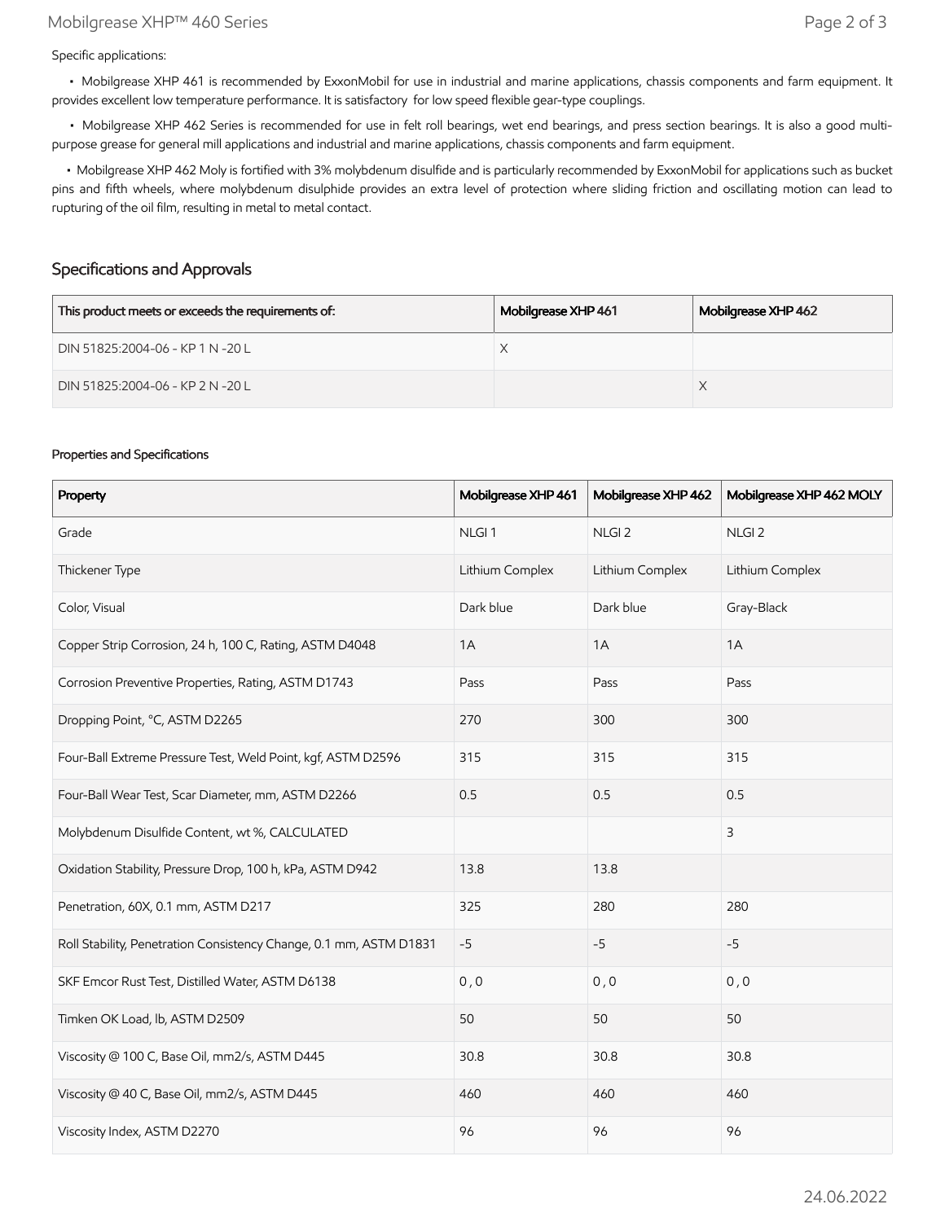Specific applications:

- Mobilgrease XHP 461 is recommended by ExxonMobil for use in industrial and marine applications, chassis components and farm equipment. It provides excellent low temperature performance. It is satisfactory for low speed flexible gear-type couplings.
- Mobilgrease XHP 462 Series is recommended for use in felt roll bearings, wet end bearings, and press section bearings. It is also a good multi-purpose grease for general mill applications and industrial and marine applications, chassis components and farm equipment.
- Mobilgrease XHP 462 Moly is fortified with 3% molybdenum disulfide and is particularly recommended by ExxonMobil for applications such as bucket pins and fifth wheels, where molybdenum disulphide provides an extra level of protection where sliding friction and oscillating motion can lead to rupturing of the oil film, resulting in metal to metal contact.

## Specifications and Approvals

| This product meets or exceeds the requirements of: | Mobilgrease XHP 461 | Mobilgrease XHP 462 |
|---|---|---|
| DIN 51825:2004-06 - KP 1 N -20 L | X | |
| DIN 51825:2004-06 - KP 2 N -20 L | | X |

### Properties and Specifications

| Property | Mobilgrease XHP 461 | Mobilgrease XHP 462 | Mobilgrease XHP 462 MOLY |
|---|---|---|---|
| Grade | NLGI 1 | NLGI 2 | NLGI 2 |
| Thickener Type | Lithium Complex | Lithium Complex | Lithium Complex |
| Color, Visual | Dark blue | Dark blue | Gray-Black |
| Copper Strip Corrosion, 24 h, 100 C, Rating, ASTM D4048 | 1A | 1A | 1A |
| Corrosion Preventive Properties, Rating, ASTM D1743 | Pass | Pass | Pass |
| Dropping Point, °C, ASTM D2265 | 270 | 300 | 300 |
| Four-Ball Extreme Pressure Test, Weld Point, kgf, ASTM D2596 | 315 | 315 | 315 |
| Four-Ball Wear Test, Scar Diameter, mm, ASTM D2266 | 0.5 | 0.5 | 0.5 |
| Molybdenum Disulfide Content, wt %, CALCULATED | | | 3 |
| Oxidation Stability, Pressure Drop, 100 h, kPa, ASTM D942 | 13.8 | 13.8 | |
| Penetration, 60X, 0.1 mm, ASTM D217 | 325 | 280 | 280 |
| Roll Stability, Penetration Consistency Change, 0.1 mm, ASTM D1831 | -5 | -5 | -5 |
| SKF Emcor Rust Test, Distilled Water, ASTM D6138 | 0 , 0 | 0 , 0 | 0 , 0 |
| Timken OK Load, lb, ASTM D2509 | 50 | 50 | 50 |
| Viscosity @ 100 C, Base Oil, mm2/s, ASTM D445 | 30.8 | 30.8 | 30.8 |
| Viscosity @ 40 C, Base Oil, mm2/s, ASTM D445 | 460 | 460 | 460 |
| Viscosity Index, ASTM D2270 | 96 | 96 | 96 |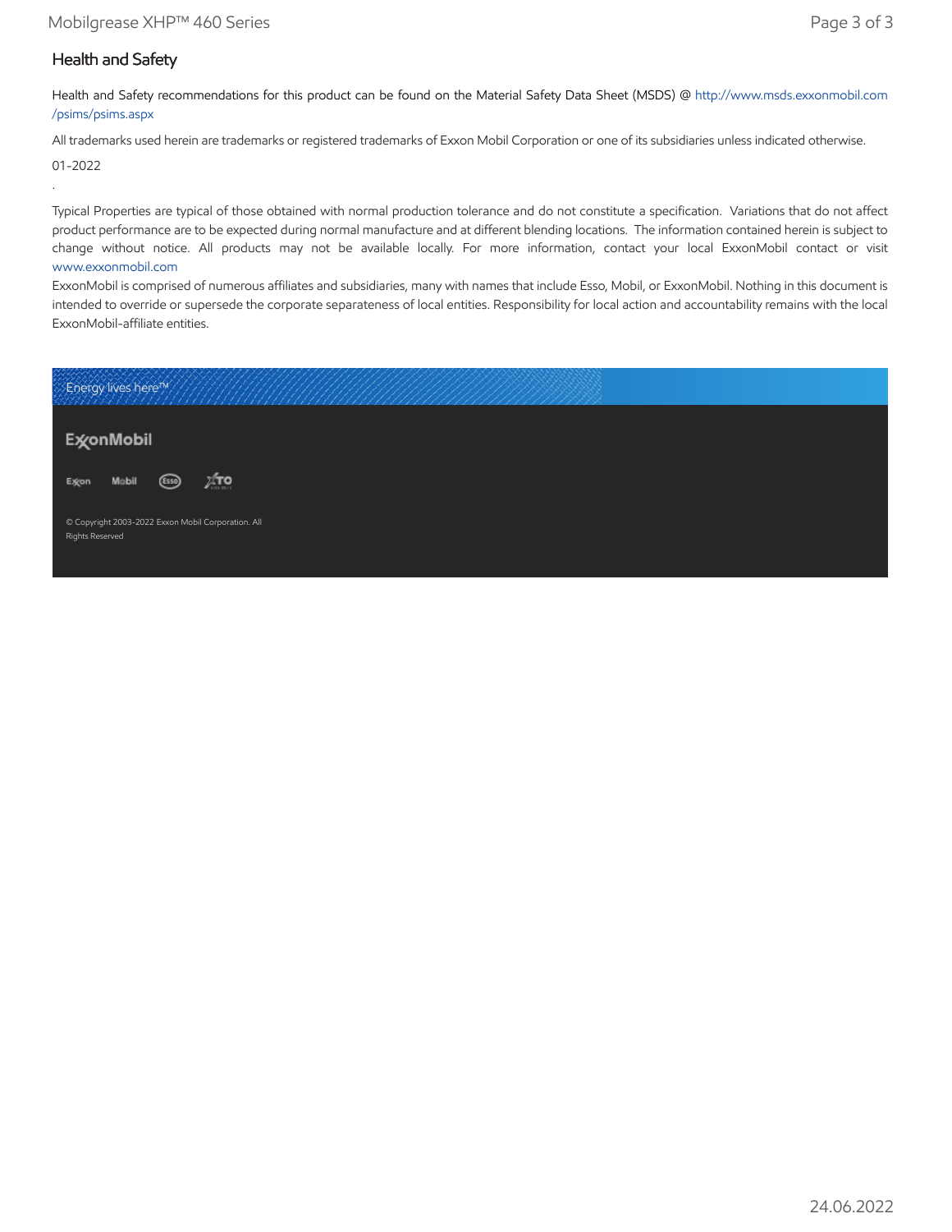## Health and Safety

Health and Safety recommendations for this product can be found on the Material Safety Data Sheet (MSDS) @ http://www.msds.exxonmobil.com/psims/psims.aspx

All trademarks used herein are trademarks or registered trademarks of Exxon Mobil Corporation or one of its subsidiaries unless indicated otherwise.

01-2022

.

Typical Properties are typical of those obtained with normal production tolerance and do not constitute a specification. Variations that do not affect product performance are to be expected during normal manufacture and at different blending locations. The information contained herein is subject to change without notice. All products may not be available locally. For more information, contact your local ExxonMobil contact or visit www.exxonmobil.com

ExxonMobil is comprised of numerous affiliates and subsidiaries, many with names that include Esso, Mobil, or ExxonMobil. Nothing in this document is intended to override or supersede the corporate separateness of local entities. Responsibility for local action and accountability remains with the local ExxonMobil-affiliate entities.

Energy lives here™

ExxonMobil

Exxon Mobil Esso XTO

© Copyright 2003-2022 Exxon Mobil Corporation. All Rights Reserved

24.06.2022